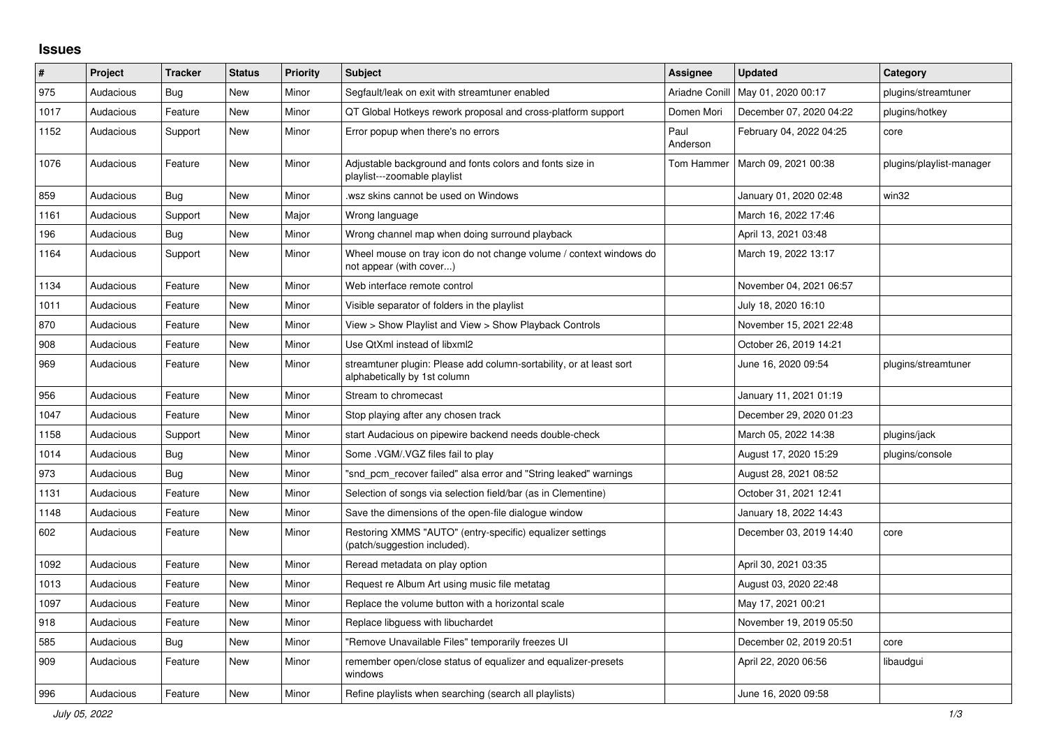## Issues

| # | Project | Tracker | Status | Priority | Subject | Assignee | Updated | Category |
|---|---|---|---|---|---|---|---|---|
| 975 | Audacious | Bug | New | Minor | Segfault/leak on exit with streamtuner enabled | Ariadne Conill | May 01, 2020 00:17 | plugins/streamtuner |
| 1017 | Audacious | Feature | New | Minor | QT Global Hotkeys rework proposal and cross-platform support | Domen Mori | December 07, 2020 04:22 | plugins/hotkey |
| 1152 | Audacious | Support | New | Minor | Error popup when there's no errors | Paul Anderson | February 04, 2022 04:25 | core |
| 1076 | Audacious | Feature | New | Minor | Adjustable background and fonts colors and fonts size in playlist---zoomable playlist | Tom Hammer | March 09, 2021 00:38 | plugins/playlist-manager |
| 859 | Audacious | Bug | New | Minor | .wsz skins cannot be used on Windows | | January 01, 2020 02:48 | win32 |
| 1161 | Audacious | Support | New | Major | Wrong language | | March 16, 2022 17:46 | |
| 196 | Audacious | Bug | New | Minor | Wrong channel map when doing surround playback | | April 13, 2021 03:48 | |
| 1164 | Audacious | Support | New | Minor | Wheel mouse on tray icon do not change volume / context windows do not appear (with cover...) | | March 19, 2022 13:17 | |
| 1134 | Audacious | Feature | New | Minor | Web interface remote control | | November 04, 2021 06:57 | |
| 1011 | Audacious | Feature | New | Minor | Visible separator of folders in the playlist | | July 18, 2020 16:10 | |
| 870 | Audacious | Feature | New | Minor | View > Show Playlist and View > Show Playback Controls | | November 15, 2021 22:48 | |
| 908 | Audacious | Feature | New | Minor | Use QtXml instead of libxml2 | | October 26, 2019 14:21 | |
| 969 | Audacious | Feature | New | Minor | streamtuner plugin: Please add column-sortability, or at least sort alphabetically by 1st column | | June 16, 2020 09:54 | plugins/streamtuner |
| 956 | Audacious | Feature | New | Minor | Stream to chromecast | | January 11, 2021 01:19 | |
| 1047 | Audacious | Feature | New | Minor | Stop playing after any chosen track | | December 29, 2020 01:23 | |
| 1158 | Audacious | Support | New | Minor | start Audacious on pipewire backend needs double-check | | March 05, 2022 14:38 | plugins/jack |
| 1014 | Audacious | Bug | New | Minor | Some .VGM/.VGZ files fail to play | | August 17, 2020 15:29 | plugins/console |
| 973 | Audacious | Bug | New | Minor | "snd_pcm_recover failed" alsa error and "String leaked" warnings | | August 28, 2021 08:52 | |
| 1131 | Audacious | Feature | New | Minor | Selection of songs via selection field/bar (as in Clementine) | | October 31, 2021 12:41 | |
| 1148 | Audacious | Feature | New | Minor | Save the dimensions of the open-file dialogue window | | January 18, 2022 14:43 | |
| 602 | Audacious | Feature | New | Minor | Restoring XMMS "AUTO" (entry-specific) equalizer settings (patch/suggestion included). | | December 03, 2019 14:40 | core |
| 1092 | Audacious | Feature | New | Minor | Reread metadata on play option | | April 30, 2021 03:35 | |
| 1013 | Audacious | Feature | New | Minor | Request re Album Art using music file metatag | | August 03, 2020 22:48 | |
| 1097 | Audacious | Feature | New | Minor | Replace the volume button with a horizontal scale | | May 17, 2021 00:21 | |
| 918 | Audacious | Feature | New | Minor | Replace libguess with libuchardet | | November 19, 2019 05:50 | |
| 585 | Audacious | Bug | New | Minor | "Remove Unavailable Files" temporarily freezes UI | | December 02, 2019 20:51 | core |
| 909 | Audacious | Feature | New | Minor | remember open/close status of equalizer and equalizer-presets windows | | April 22, 2020 06:56 | libaudgui |
| 996 | Audacious | Feature | New | Minor | Refine playlists when searching (search all playlists) | | June 16, 2020 09:58 | |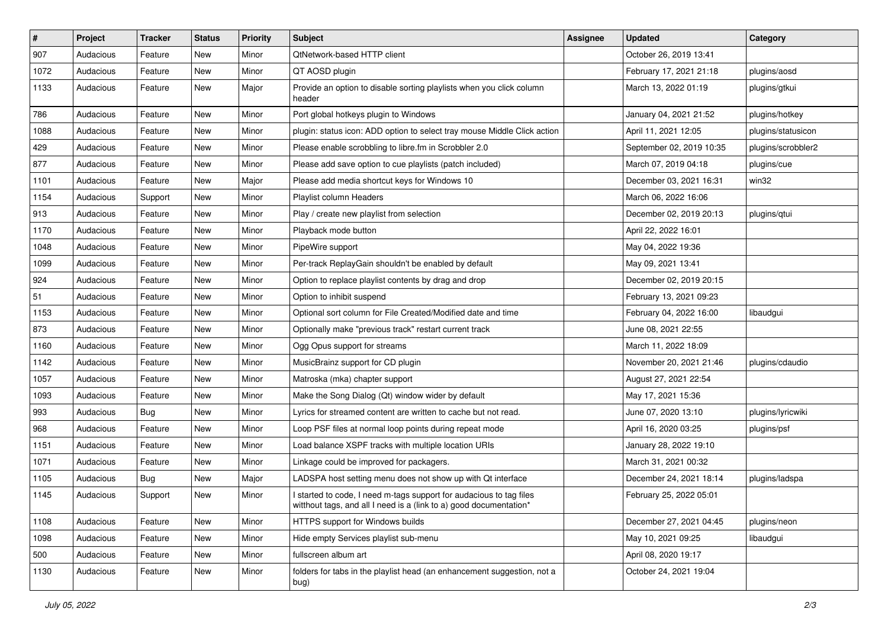| # | Project | Tracker | Status | Priority | Subject | Assignee | Updated | Category |
|---|---|---|---|---|---|---|---|---|
| 907 | Audacious | Feature | New | Minor | QtNetwork-based HTTP client | | October 26, 2019 13:41 | |
| 1072 | Audacious | Feature | New | Minor | QT AOSD plugin | | February 17, 2021 21:18 | plugins/aosd |
| 1133 | Audacious | Feature | New | Major | Provide an option to disable sorting playlists when you click column header | | March 13, 2022 01:19 | plugins/gtkui |
| 786 | Audacious | Feature | New | Minor | Port global hotkeys plugin to Windows | | January 04, 2021 21:52 | plugins/hotkey |
| 1088 | Audacious | Feature | New | Minor | plugin: status icon: ADD option to select tray mouse Middle Click action | | April 11, 2021 12:05 | plugins/statusicon |
| 429 | Audacious | Feature | New | Minor | Please enable scrobbling to libre.fm in Scrobbler 2.0 | | September 02, 2019 10:35 | plugins/scrobbler2 |
| 877 | Audacious | Feature | New | Minor | Please add save option to cue playlists (patch included) | | March 07, 2019 04:18 | plugins/cue |
| 1101 | Audacious | Feature | New | Major | Please add media shortcut keys for Windows 10 | | December 03, 2021 16:31 | win32 |
| 1154 | Audacious | Support | New | Minor | Playlist column Headers | | March 06, 2022 16:06 | |
| 913 | Audacious | Feature | New | Minor | Play / create new playlist from selection | | December 02, 2019 20:13 | plugins/qtui |
| 1170 | Audacious | Feature | New | Minor | Playback mode button | | April 22, 2022 16:01 | |
| 1048 | Audacious | Feature | New | Minor | PipeWire support | | May 04, 2022 19:36 | |
| 1099 | Audacious | Feature | New | Minor | Per-track ReplayGain shouldn't be enabled by default | | May 09, 2021 13:41 | |
| 924 | Audacious | Feature | New | Minor | Option to replace playlist contents by drag and drop | | December 02, 2019 20:15 | |
| 51 | Audacious | Feature | New | Minor | Option to inhibit suspend | | February 13, 2021 09:23 | |
| 1153 | Audacious | Feature | New | Minor | Optional sort column for File Created/Modified date and time | | February 04, 2022 16:00 | libaudgui |
| 873 | Audacious | Feature | New | Minor | Optionally make "previous track" restart current track | | June 08, 2021 22:55 | |
| 1160 | Audacious | Feature | New | Minor | Ogg Opus support for streams | | March 11, 2022 18:09 | |
| 1142 | Audacious | Feature | New | Minor | MusicBrainz support for CD plugin | | November 20, 2021 21:46 | plugins/cdaudio |
| 1057 | Audacious | Feature | New | Minor | Matroska (mka) chapter support | | August 27, 2021 22:54 | |
| 1093 | Audacious | Feature | New | Minor | Make the Song Dialog (Qt) window wider by default | | May 17, 2021 15:36 | |
| 993 | Audacious | Bug | New | Minor | Lyrics for streamed content are written to cache but not read. | | June 07, 2020 13:10 | plugins/lyricwiki |
| 968 | Audacious | Feature | New | Minor | Loop PSF files at normal loop points during repeat mode | | April 16, 2020 03:25 | plugins/psf |
| 1151 | Audacious | Feature | New | Minor | Load balance XSPF tracks with multiple location URIs | | January 28, 2022 19:10 | |
| 1071 | Audacious | Feature | New | Minor | Linkage could be improved for packagers. | | March 31, 2021 00:32 | |
| 1105 | Audacious | Bug | New | Major | LADSPA host setting menu does not show up with Qt interface | | December 24, 2021 18:14 | plugins/ladspa |
| 1145 | Audacious | Support | New | Minor | I started to code, I need m-tags support for audacious to tag files witthout tags, and all I need is a (link to a) good documentation* | | February 25, 2022 05:01 | |
| 1108 | Audacious | Feature | New | Minor | HTTPS support for Windows builds | | December 27, 2021 04:45 | plugins/neon |
| 1098 | Audacious | Feature | New | Minor | Hide empty Services playlist sub-menu | | May 10, 2021 09:25 | libaudgui |
| 500 | Audacious | Feature | New | Minor | fullscreen album art | | April 08, 2020 19:17 | |
| 1130 | Audacious | Feature | New | Minor | folders for tabs in the playlist head (an enhancement suggestion, not a bug) | | October 24, 2021 19:04 | |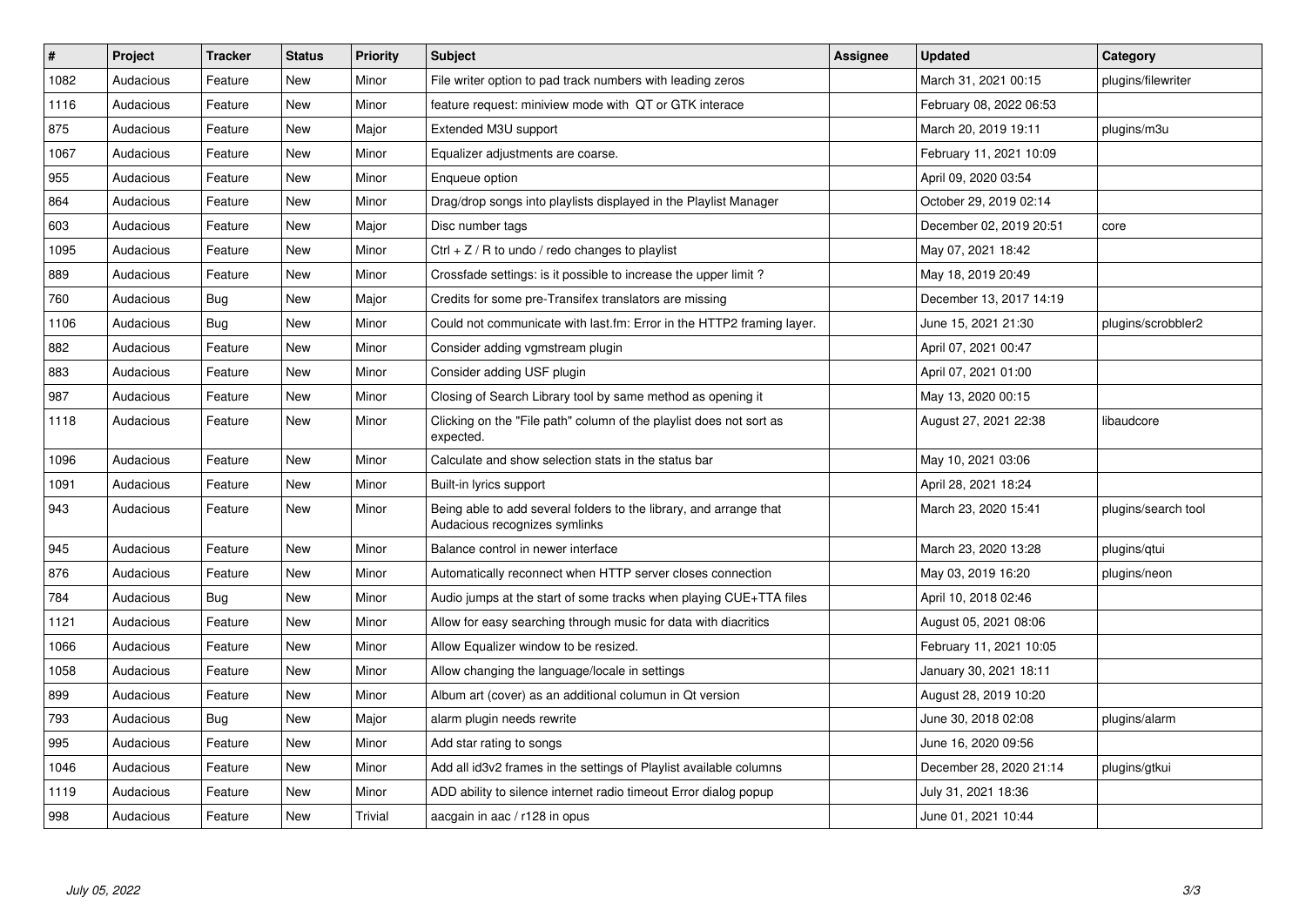| # | Project | Tracker | Status | Priority | Subject | Assignee | Updated | Category |
|---|---|---|---|---|---|---|---|---|
| 1082 | Audacious | Feature | New | Minor | File writer option to pad track numbers with leading zeros | | March 31, 2021 00:15 | plugins/filewriter |
| 1116 | Audacious | Feature | New | Minor | feature request: miniview mode with QT or GTK interace | | February 08, 2022 06:53 | |
| 875 | Audacious | Feature | New | Major | Extended M3U support | | March 20, 2019 19:11 | plugins/m3u |
| 1067 | Audacious | Feature | New | Minor | Equalizer adjustments are coarse. | | February 11, 2021 10:09 | |
| 955 | Audacious | Feature | New | Minor | Enqueue option | | April 09, 2020 03:54 | |
| 864 | Audacious | Feature | New | Minor | Drag/drop songs into playlists displayed in the Playlist Manager | | October 29, 2019 02:14 | |
| 603 | Audacious | Feature | New | Major | Disc number tags | | December 02, 2019 20:51 | core |
| 1095 | Audacious | Feature | New | Minor | Ctrl + Z / R to undo / redo changes to playlist | | May 07, 2021 18:42 | |
| 889 | Audacious | Feature | New | Minor | Crossfade settings: is it possible to increase the upper limit ? | | May 18, 2019 20:49 | |
| 760 | Audacious | Bug | New | Major | Credits for some pre-Transifex translators are missing | | December 13, 2017 14:19 | |
| 1106 | Audacious | Bug | New | Minor | Could not communicate with last.fm: Error in the HTTP2 framing layer. | | June 15, 2021 21:30 | plugins/scrobbler2 |
| 882 | Audacious | Feature | New | Minor | Consider adding vgmstream plugin | | April 07, 2021 00:47 | |
| 883 | Audacious | Feature | New | Minor | Consider adding USF plugin | | April 07, 2021 01:00 | |
| 987 | Audacious | Feature | New | Minor | Closing of Search Library tool by same method as opening it | | May 13, 2020 00:15 | |
| 1118 | Audacious | Feature | New | Minor | Clicking on the "File path" column of the playlist does not sort as expected. | | August 27, 2021 22:38 | libaudcore |
| 1096 | Audacious | Feature | New | Minor | Calculate and show selection stats in the status bar | | May 10, 2021 03:06 | |
| 1091 | Audacious | Feature | New | Minor | Built-in lyrics support | | April 28, 2021 18:24 | |
| 943 | Audacious | Feature | New | Minor | Being able to add several folders to the library, and arrange that Audacious recognizes symlinks | | March 23, 2020 15:41 | plugins/search tool |
| 945 | Audacious | Feature | New | Minor | Balance control in newer interface | | March 23, 2020 13:28 | plugins/qtui |
| 876 | Audacious | Feature | New | Minor | Automatically reconnect when HTTP server closes connection | | May 03, 2019 16:20 | plugins/neon |
| 784 | Audacious | Bug | New | Minor | Audio jumps at the start of some tracks when playing CUE+TTA files | | April 10, 2018 02:46 | |
| 1121 | Audacious | Feature | New | Minor | Allow for easy searching through music for data with diacritics | | August 05, 2021 08:06 | |
| 1066 | Audacious | Feature | New | Minor | Allow Equalizer window to be resized. | | February 11, 2021 10:05 | |
| 1058 | Audacious | Feature | New | Minor | Allow changing the language/locale in settings | | January 30, 2021 18:11 | |
| 899 | Audacious | Feature | New | Minor | Album art (cover) as an additional columun in Qt version | | August 28, 2019 10:20 | |
| 793 | Audacious | Bug | New | Major | alarm plugin needs rewrite | | June 30, 2018 02:08 | plugins/alarm |
| 995 | Audacious | Feature | New | Minor | Add star rating to songs | | June 16, 2020 09:56 | |
| 1046 | Audacious | Feature | New | Minor | Add all id3v2 frames in the settings of Playlist available columns | | December 28, 2020 21:14 | plugins/gtkui |
| 1119 | Audacious | Feature | New | Minor | ADD ability to silence internet radio timeout Error dialog popup | | July 31, 2021 18:36 | |
| 998 | Audacious | Feature | New | Trivial | aacgain in aac / r128 in opus | | June 01, 2021 10:44 | |